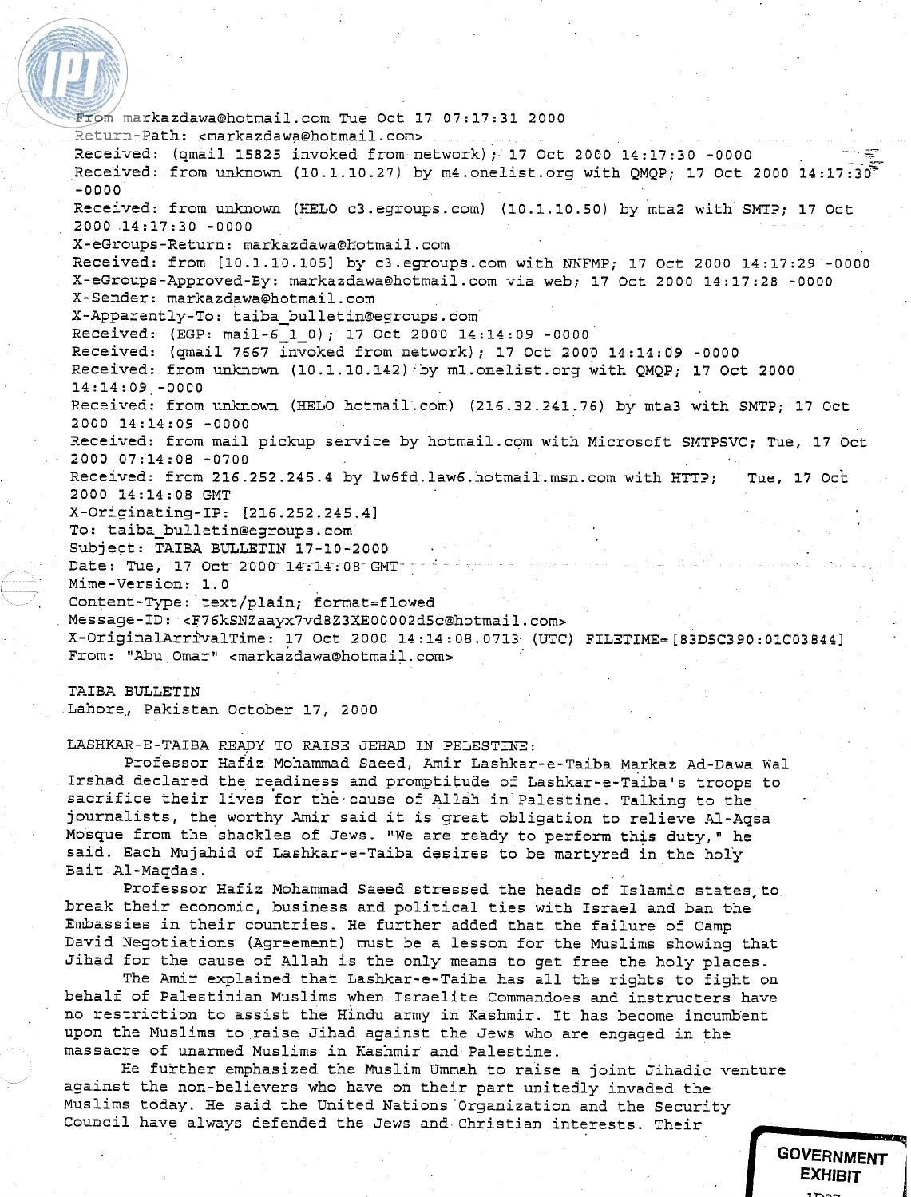```
From markazdawa@hotmail.com Tue Oct 17 07:17:31 2000
Return-Path: <markazdawa@hotmail.com>
Received: (qmail 15825 invoked from network); 17 Oct 2000 14:17:30 -0000
Received: from unknown (10.1.10.27) by m4.onelist.org with QMQP; 17 Oct 2000 14:17:30
-0000
Received: from unknown (HELO c3.egroups.com) (10.1.10.50) by mta2 with SMTP; 17 Oct
2000 14:17:30 -0000
X-eGroups-Return: markazdawa@hotmail.com
Received: from [10.1.10.105] by c3.egroups.com with NNFMP; 17 Oct 2000 14:17:29 -0000
X-eGroups-Approved-By: markazdawa@hotmail.com via web; 17 Oct 2000 14:17:28 -0000
X-Sender: markazdawa@hotmail.com
X-Apparently-To: taiba_bulletin@egroups.com
Received: (EGP: mail-6_1_0); 17 Oct 2000 14:14:09 -0000
Received: (qmail 7667 invoked from network); 17 Oct 2000 14:14:09 -0000
Received: from unknown (10.1.10.142) by m1.onelist.org with QMQP; 17 Oct 2000
14:14:09 -0000
Received: from unknown (HELO hotmail.com) (216.32.241.76) by mta3 with SMTP; 17 Oct
2000 14:14:09 -0000
Received: from mail pickup service by hotmail.com with Microsoft SMTPSVC; Tue, 17 Oct
2000 07:14:08 -0700
Received: from 216.252.245.4 by lw6fd.law6.hotmail.msn.com with HTTP;   Tue, 17 Oct
2000 14:14:08 GMT
X-Originating-IP: [216.252.245.4]
To: taiba_bulletin@egroups.com
Subject: TAIBA BULLETIN 17-10-2000
Date: Tue, 17 Oct 2000 14:14:08 GMT
Mime-Version: 1.0
Content-Type: text/plain; format=flowed
Message-ID: <F76kSNZaayx7vd8Z3XE00002d5c@hotmail.com>
X-OriginalArrivalTime: 17 Oct 2000 14:14:08.0713 (UTC) FILETIME=[83D5C390:01C03844]
From: "Abu Omar" <markazdawa@hotmail.com>
```

TAIBA BULLETIN
Lahore, Pakistan October 17, 2000

LASHKAR-E-TAIBA READY TO RAISE JEHAD IN PELESTINE:

Professor Hafiz Mohammad Saeed, Amir Lashkar-e-Taiba Markaz Ad-Dawa Wal Irshad declared the readiness and promptitude of Lashkar-e-Taiba's troops to sacrifice their lives for the cause of Allah in Palestine. Talking to the journalists, the worthy Amir said it is great obligation to relieve Al-Aqsa Mosque from the shackles of Jews. "We are ready to perform this duty," he said. Each Mujahid of Lashkar-e-Taiba desires to be martyred in the holy Bait Al-Maqdas.

Professor Hafiz Mohammad Saeed stressed the heads of Islamic states to break their economic, business and political ties with Israel and ban the Embassies in their countries. He further added that the failure of Camp David Negotiations (Agreement) must be a lesson for the Muslims showing that Jihad for the cause of Allah is the only means to get free the holy places.

The Amir explained that Lashkar-e-Taiba has all the rights to fight on behalf of Palestinian Muslims when Israelite Commandoes and instructers have no restriction to assist the Hindu army in Kashmir. It has become incumbent upon the Muslims to raise Jihad against the Jews who are engaged in the massacre of unarmed Muslims in Kashmir and Palestine.

He further emphasized the Muslim Ummah to raise a joint Jihadic venture against the non-believers who have on their part unitedly invaded the Muslims today. He said the United Nations Organization and the Security Council have always defended the Jews and Christian interests. Their

GOVERNMENT EXHIBIT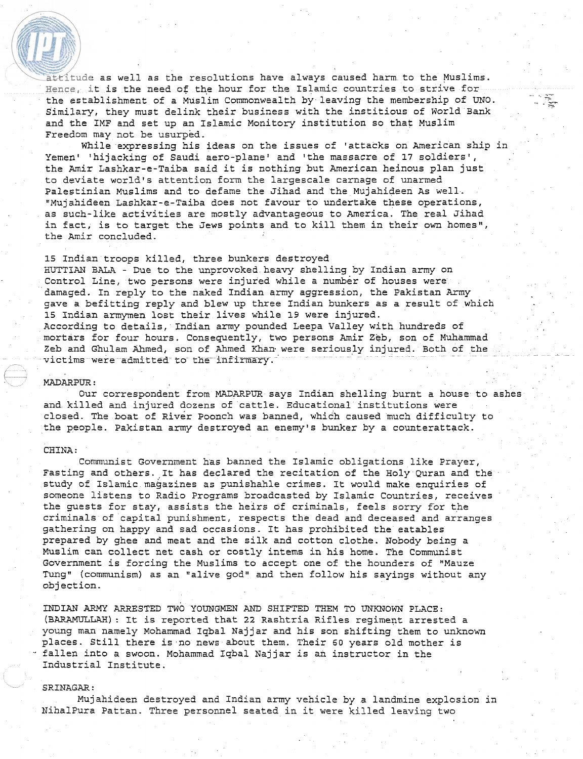attitude as well as the resolutions have always caused harm to the Muslims. Hence, it is the need of the hour for the Islamic countries to strive for the establishment of a Muslim Commonwealth by leaving the membership of UNO. Similary, they must delink their business with the institious of World Bank and the IMF and set up an Islamic Monitory institution so that Muslim Freedom may not be usurped.

While expressing his ideas on the issues of 'attacks on American ship in Yemen' 'hijacking of Saudi aero-plane' and 'the massacre of 17 soldiers', the Amir Lashkar-e-Taiba said it is nothing but American heinous plan just to deviate world's attention form the largescale carnage of unarmed Palestinian Muslims and to defame the Jihad and the Mujahideen As well. "Mujahideen Lashkar-e-Taiba does not favour to undertake these operations, as such-like activities are mostly advantageous to America. The real Jihad in fact, is to target the Jews points and to kill them in their own homes", the Amir concluded.

15 Indian troops killed, three bunkers destroyed

HUTTIAN BALA - Due to the unprovoked heavy shelling by Indian army on Control Line, two persons were injured while a number of houses were damaged. In reply to the naked Indian army aggression, the Pakistan Army gave a befitting reply and blew up three Indian bunkers as a result of which 15 Indian armymen lost their lives while 19 were injured.

According to details, Indian army pounded Leepa Valley with hundreds of mortars for four hours. Consequently, two persons Amir Zeb, son of Muhammad Zeb and Ghulam Ahmed, son of Ahmed Khan were seriously injured. Both of the victims were admitted to the infirmary.

MADARPUR:

Our correspondent from MADARPUR says Indian shelling burnt a house to ashes and killed and injured dozens of cattle. Educational institutions were closed. The boat of River Poonch was banned, which caused much difficulty to the people. Pakistan army destroyed an enemy's bunker by a counterattack.

CHINA:

Communist Government has banned the Islamic obligations like Prayer, Fasting and others. It has declared the recitation of the Holy Quran and the study of Islamic magazines as punishable crimes. It would make enquiries of someone listens to Radio Programs broadcasted by Islamic Countries, receives the guests for stay, assists the heirs of criminals, feels sorry for the criminals of capital punishment, respects the dead and deceased and arranges gathering on happy and sad occasions. It has prohibited the eatables prepared by ghee and meat and the silk and cotton clothe. Nobody being a Muslim can collect net cash or costly intems in his home. The Communist Government is forcing the Muslims to accept one of the hounders of "Mauze Tung" (communism) as an "alive god" and then follow his sayings without any objection.

INDIAN ARMY ARRESTED TWO YOUNGMEN AND SHIFTED THEM TO UNKNOWN PLACE:

(BARAMULLAH): It is reported that 22 Rashtria Rifles regiment arrested a young man namely Mohammad Iqbal Najjar and his son shifting them to unknown places. Still there is no news about them. Their 60 years old mother is fallen into a swoon. Mohammad Iqbal Najjar is an instructor in the Industrial Institute.

SRINAGAR:

Mujahideen destroyed and Indian army vehicle by a landmine explosion in NihalPura Pattan. Three personnel seated in it were killed leaving two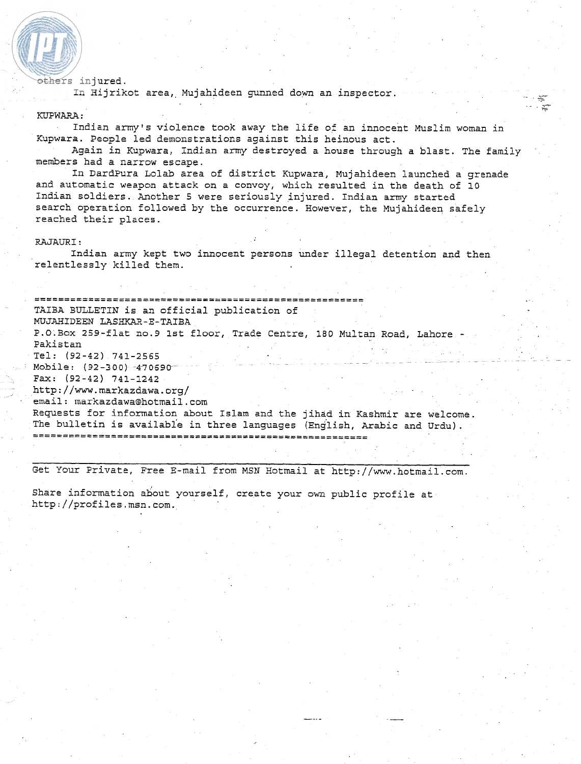others injured.

In Hijrikot area, Mujahideen gunned down an inspector.

KUPWARA:

Indian army's violence took away the life of an innocent Muslim woman in Kupwara. People led demonstrations against this heinous act.

Again in Kupwara, Indian army destroyed a house through a blast. The family members had a narrow escape.

In DardPura Lolab area of district Kupwara, Mujahideen launched a grenade and automatic weapon attack on a convoy, which resulted in the death of 10 Indian soldiers. Another 5 were seriously injured. Indian army started search operation followed by the occurrence. However, the Mujahideen safely reached their places.

RAJAURI:

Indian army kept two innocent persons under illegal detention and then relentlessly killed them.

=====================================================

TAIBA BULLETIN is an official publication of
MUJAHIDEEN LASHKAR-E-TAIBA
P.O.Box 259-flat no.9 1st floor, Trade Centre, 180 Multan Road, Lahore - Pakistan
Tel: (92-42) 741-2565
Mobile: (92-300) 470690
Fax: (92-42) 741-1242
http://www.markazdawa.org/
email: markazdawa@hotmail.com
Requests for information about Islam and the jihad in Kashmir are welcome.
The bulletin is available in three languages (English, Arabic and Urdu).

=====================================================

---

Get Your Private, Free E-mail from MSN Hotmail at http://www.hotmail.com.

Share information about yourself, create your own public profile at http://profiles.msn.com.